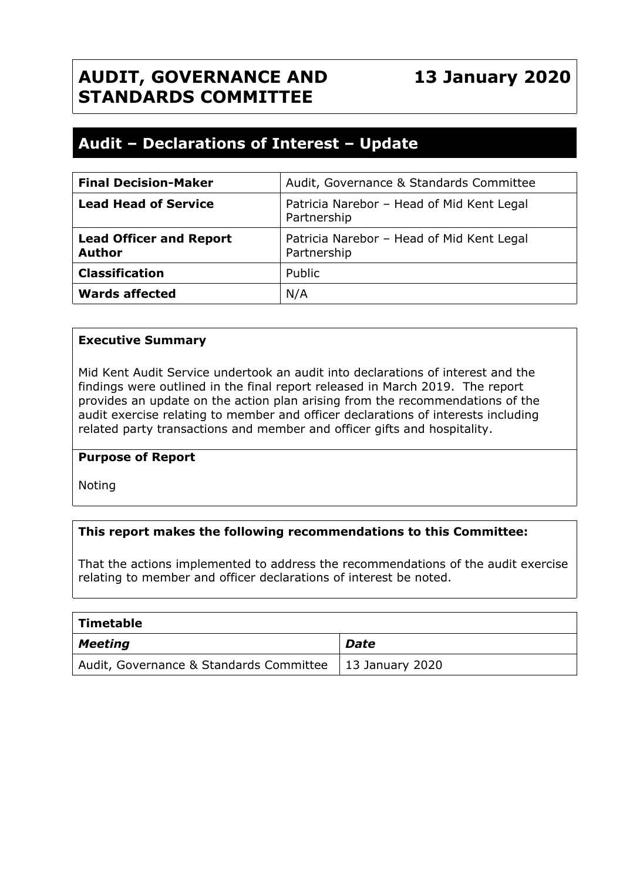# AUDIT, GOVERNANCE AND STANDARDS COMMITTEE

**13 January 2020**

## Audit – Declarations of Interest – Update

| | |
|---|---|
| **Final Decision-Maker** | Audit, Governance & Standards Committee |
| **Lead Head of Service** | Patricia Narebor – Head of Mid Kent Legal Partnership |
| **Lead Officer and Report Author** | Patricia Narebor – Head of Mid Kent Legal Partnership |
| **Classification** | Public |
| **Wards affected** | N/A |

**Executive Summary**

Mid Kent Audit Service undertook an audit into declarations of interest and the findings were outlined in the final report released in March 2019. The report provides an update on the action plan arising from the recommendations of the audit exercise relating to member and officer declarations of interests including related party transactions and member and officer gifts and hospitality.

**Purpose of Report**

Noting

**This report makes the following recommendations to this Committee:**

That the actions implemented to address the recommendations of the audit exercise relating to member and officer declarations of interest be noted.

| **Timetable** | |
|---|---|
| ***Meeting*** | ***Date*** |
| Audit, Governance & Standards Committee | 13 January 2020 |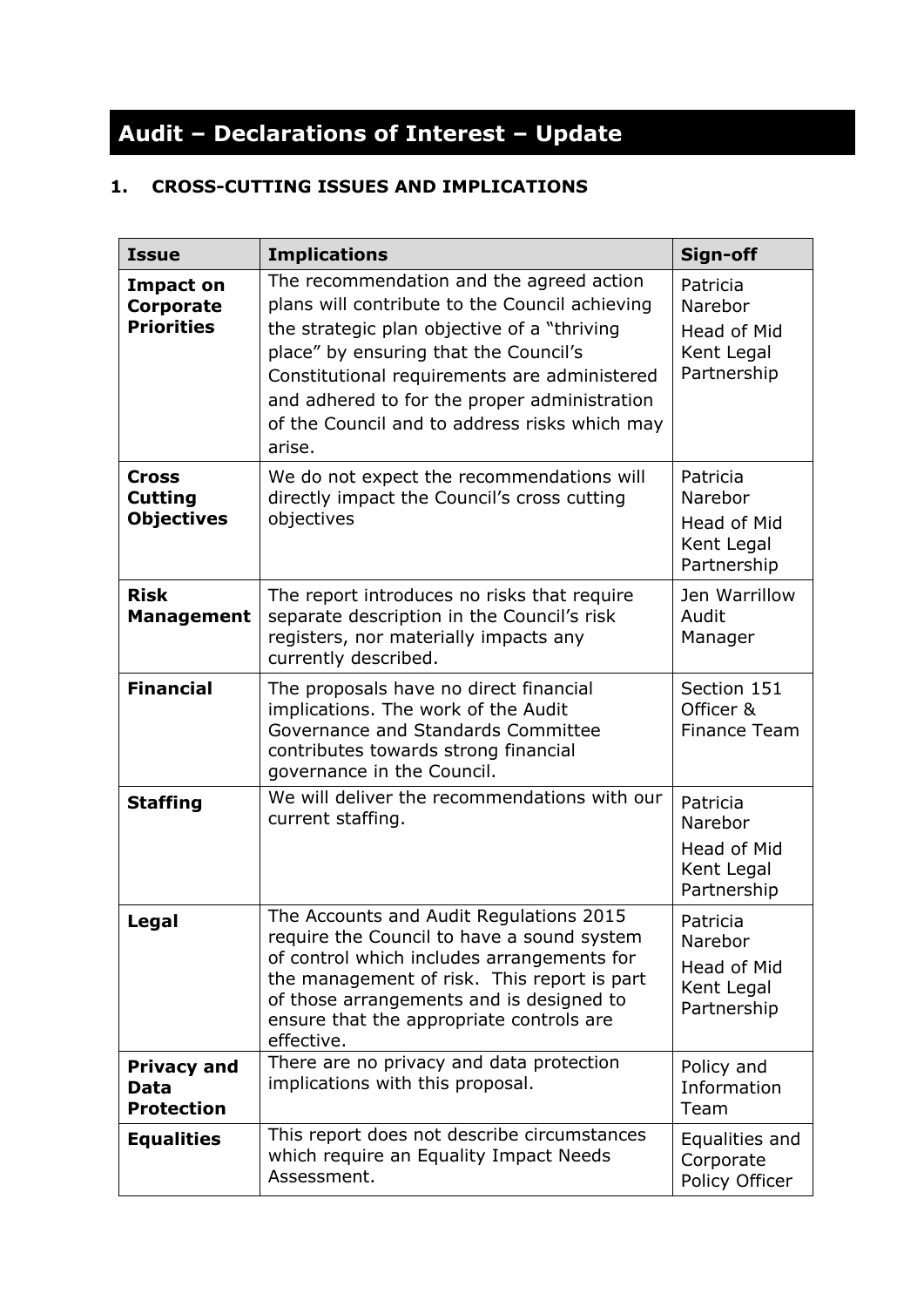# Audit – Declarations of Interest – Update

## 1. CROSS-CUTTING ISSUES AND IMPLICATIONS

| Issue | Implications | Sign-off |
|---|---|---|
| **Impact on Corporate Priorities** | The recommendation and the agreed action plans will contribute to the Council achieving the strategic plan objective of a "thriving place" by ensuring that the Council's Constitutional requirements are administered and adhered to for the proper administration of the Council and to address risks which may arise. | Patricia Narebor<br>Head of Mid Kent Legal Partnership |
| **Cross Cutting Objectives** | We do not expect the recommendations will directly impact the Council's cross cutting objectives | Patricia Narebor<br>Head of Mid Kent Legal Partnership |
| **Risk Management** | The report introduces no risks that require separate description in the Council's risk registers, nor materially impacts any currently described. | Jen Warrillow Audit Manager |
| **Financial** | The proposals have no direct financial implications. The work of the Audit Governance and Standards Committee contributes towards strong financial governance in the Council. | Section 151 Officer & Finance Team |
| **Staffing** | We will deliver the recommendations with our current staffing. | Patricia Narebor<br>Head of Mid Kent Legal Partnership |
| **Legal** | The Accounts and Audit Regulations 2015 require the Council to have a sound system of control which includes arrangements for the management of risk. This report is part of those arrangements and is designed to ensure that the appropriate controls are effective. | Patricia Narebor<br>Head of Mid Kent Legal Partnership |
| **Privacy and Data Protection** | There are no privacy and data protection implications with this proposal. | Policy and Information Team |
| **Equalities** | This report does not describe circumstances which require an Equality Impact Needs Assessment. | Equalities and Corporate Policy Officer |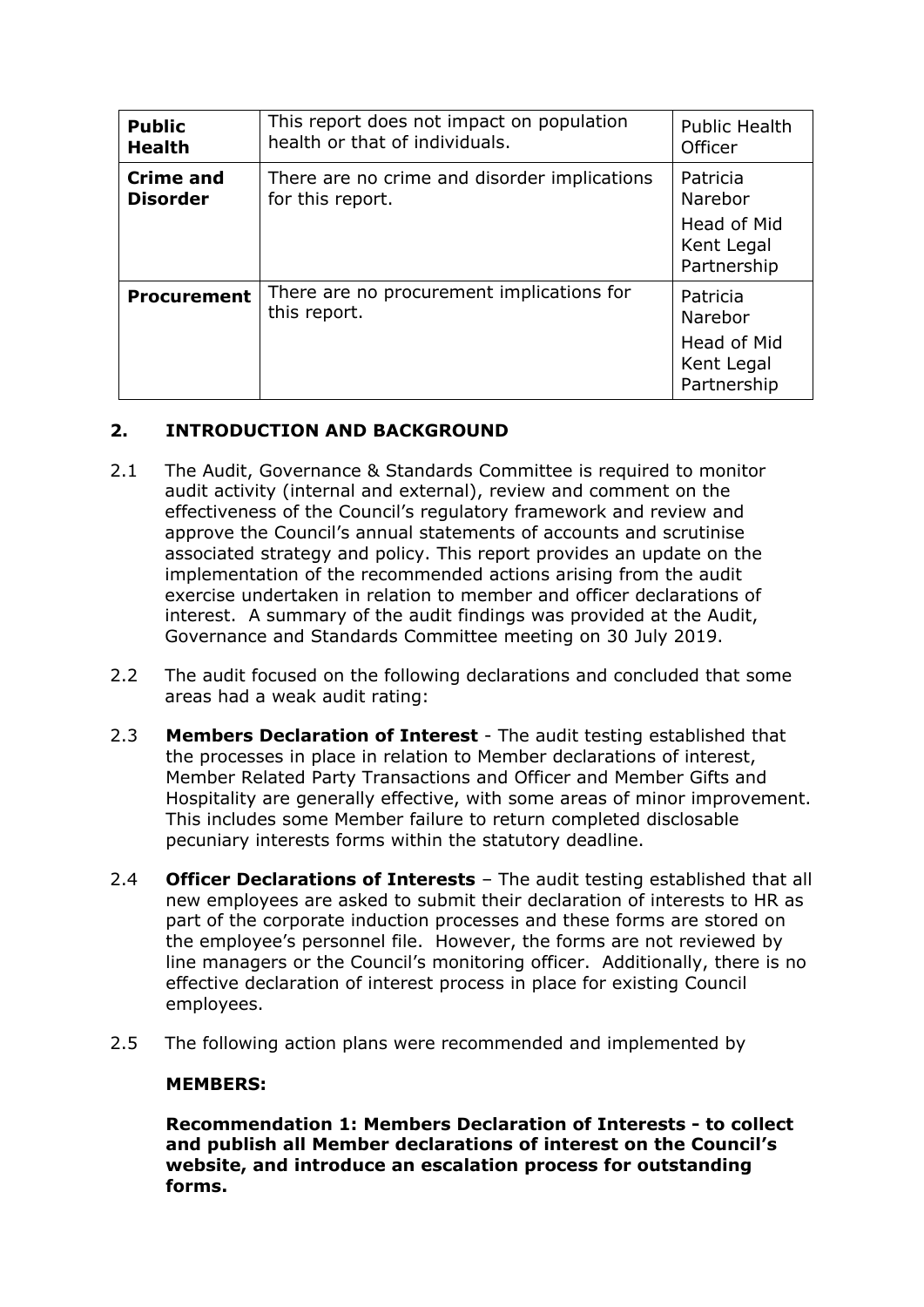| **Public Health** | This report does not impact on population health or that of individuals. | Public Health Officer |
|---|---|---|
| **Crime and Disorder** | There are no crime and disorder implications for this report. | Patricia Narebor<br><br>Head of Mid Kent Legal Partnership |
| **Procurement** | There are no procurement implications for this report. | Patricia Narebor<br><br>Head of Mid Kent Legal Partnership |

## 2. INTRODUCTION AND BACKGROUND

2.1 The Audit, Governance & Standards Committee is required to monitor audit activity (internal and external), review and comment on the effectiveness of the Council's regulatory framework and review and approve the Council's annual statements of accounts and scrutinise associated strategy and policy. This report provides an update on the implementation of the recommended actions arising from the audit exercise undertaken in relation to member and officer declarations of interest. A summary of the audit findings was provided at the Audit, Governance and Standards Committee meeting on 30 July 2019.

2.2 The audit focused on the following declarations and concluded that some areas had a weak audit rating:

2.3 **Members Declaration of Interest** - The audit testing established that the processes in place in relation to Member declarations of interest, Member Related Party Transactions and Officer and Member Gifts and Hospitality are generally effective, with some areas of minor improvement. This includes some Member failure to return completed disclosable pecuniary interests forms within the statutory deadline.

2.4 **Officer Declarations of Interests** – The audit testing established that all new employees are asked to submit their declaration of interests to HR as part of the corporate induction processes and these forms are stored on the employee's personnel file. However, the forms are not reviewed by line managers or the Council's monitoring officer. Additionally, there is no effective declaration of interest process in place for existing Council employees.

2.5 The following action plans were recommended and implemented by

**MEMBERS:**

**Recommendation 1: Members Declaration of Interests - to collect and publish all Member declarations of interest on the Council's website, and introduce an escalation process for outstanding forms.**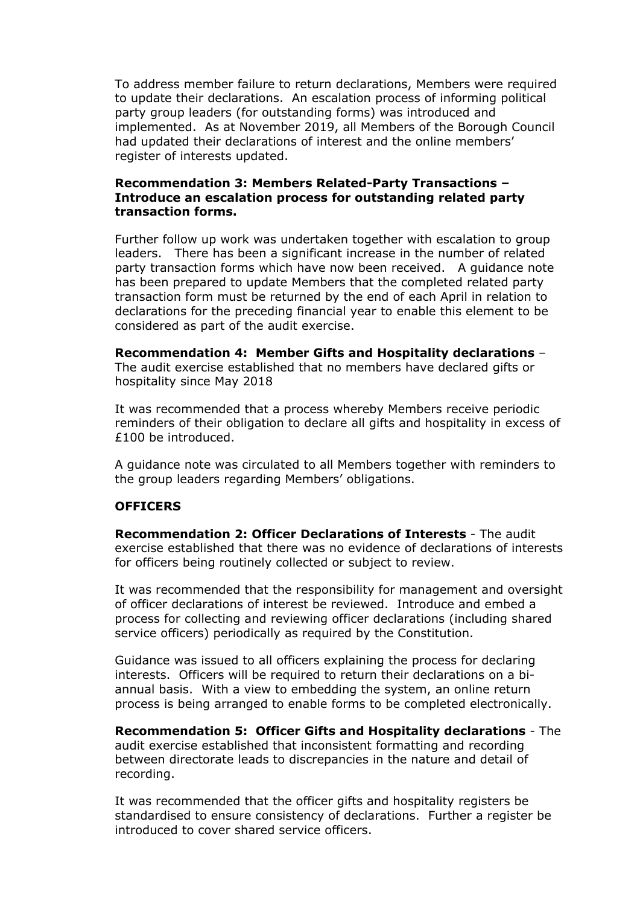To address member failure to return declarations, Members were required to update their declarations. An escalation process of informing political party group leaders (for outstanding forms) was introduced and implemented. As at November 2019, all Members of the Borough Council had updated their declarations of interest and the online members' register of interests updated.

**Recommendation 3: Members Related-Party Transactions – Introduce an escalation process for outstanding related party transaction forms.**

Further follow up work was undertaken together with escalation to group leaders. There has been a significant increase in the number of related party transaction forms which have now been received. A guidance note has been prepared to update Members that the completed related party transaction form must be returned by the end of each April in relation to declarations for the preceding financial year to enable this element to be considered as part of the audit exercise.

**Recommendation 4: Member Gifts and Hospitality declarations** – The audit exercise established that no members have declared gifts or hospitality since May 2018

It was recommended that a process whereby Members receive periodic reminders of their obligation to declare all gifts and hospitality in excess of £100 be introduced.

A guidance note was circulated to all Members together with reminders to the group leaders regarding Members' obligations.

**OFFICERS**

**Recommendation 2: Officer Declarations of Interests** - The audit exercise established that there was no evidence of declarations of interests for officers being routinely collected or subject to review.

It was recommended that the responsibility for management and oversight of officer declarations of interest be reviewed. Introduce and embed a process for collecting and reviewing officer declarations (including shared service officers) periodically as required by the Constitution.

Guidance was issued to all officers explaining the process for declaring interests. Officers will be required to return their declarations on a bi-annual basis. With a view to embedding the system, an online return process is being arranged to enable forms to be completed electronically.

**Recommendation 5: Officer Gifts and Hospitality declarations** - The audit exercise established that inconsistent formatting and recording between directorate leads to discrepancies in the nature and detail of recording.

It was recommended that the officer gifts and hospitality registers be standardised to ensure consistency of declarations. Further a register be introduced to cover shared service officers.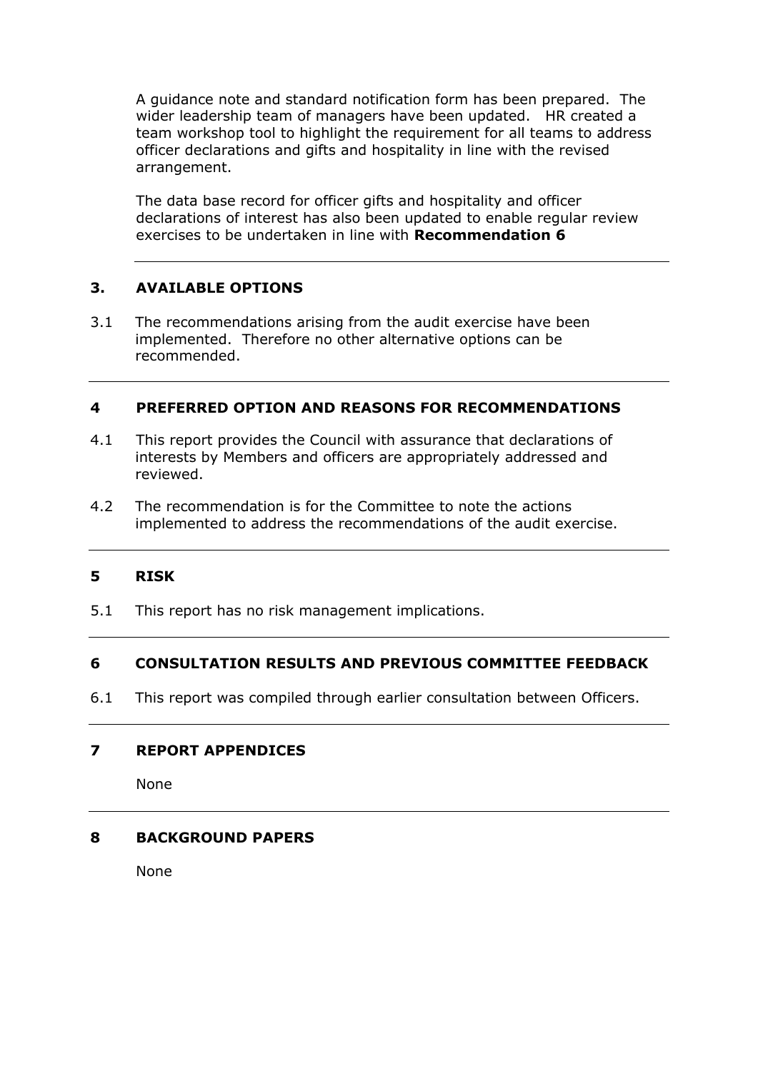A guidance note and standard notification form has been prepared. The wider leadership team of managers have been updated. HR created a team workshop tool to highlight the requirement for all teams to address officer declarations and gifts and hospitality in line with the revised arrangement.

The data base record for officer gifts and hospitality and officer declarations of interest has also been updated to enable regular review exercises to be undertaken in line with **Recommendation 6**

---

## 3. AVAILABLE OPTIONS

3.1 The recommendations arising from the audit exercise have been implemented. Therefore no other alternative options can be recommended.

---

## 4 PREFERRED OPTION AND REASONS FOR RECOMMENDATIONS

4.1 This report provides the Council with assurance that declarations of interests by Members and officers are appropriately addressed and reviewed.

4.2 The recommendation is for the Committee to note the actions implemented to address the recommendations of the audit exercise.

---

## 5 RISK

5.1 This report has no risk management implications.

---

## 6 CONSULTATION RESULTS AND PREVIOUS COMMITTEE FEEDBACK

6.1 This report was compiled through earlier consultation between Officers.

---

## 7 REPORT APPENDICES

None

---

## 8 BACKGROUND PAPERS

None